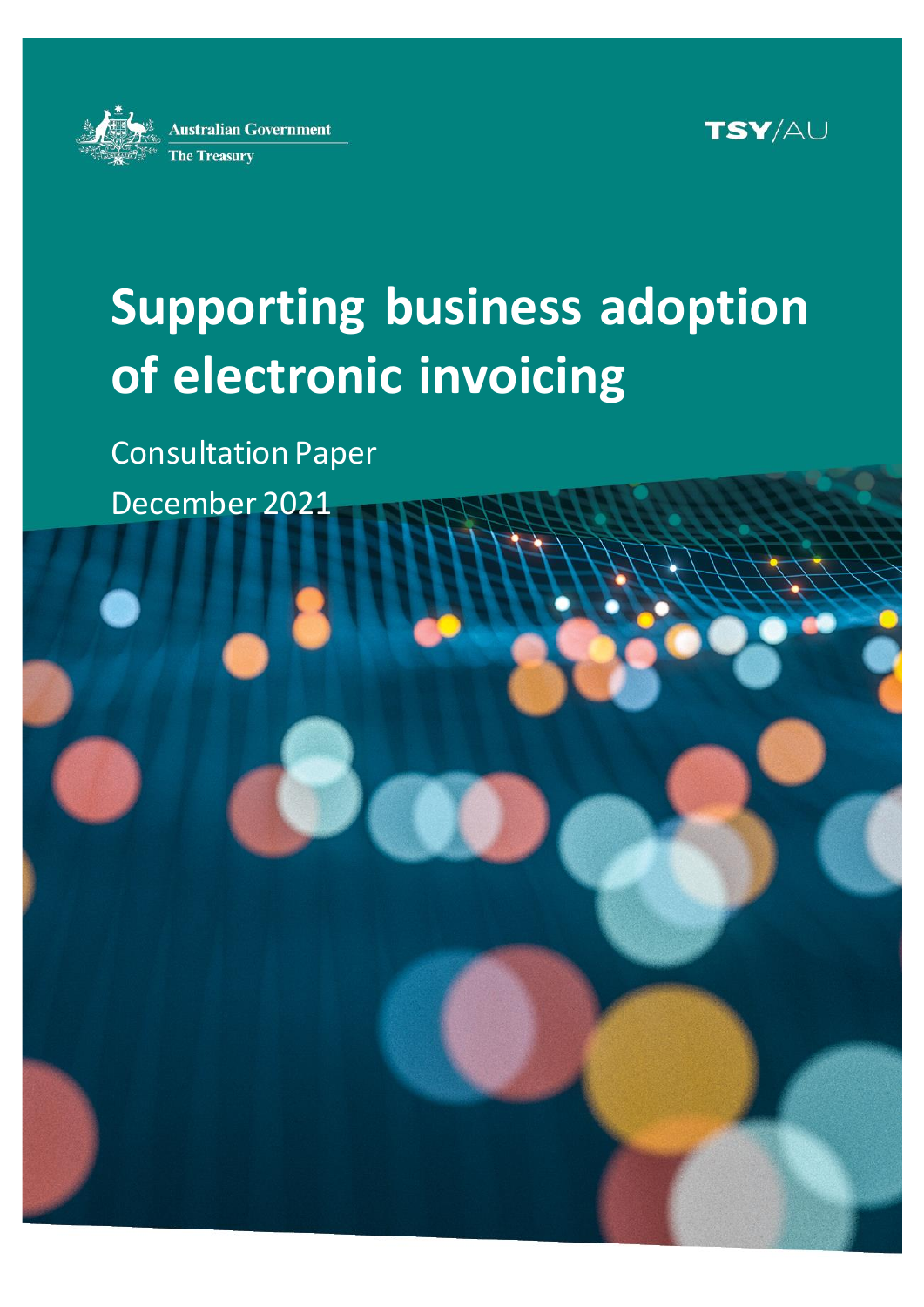Australian Government

The Treasury

TSY/AU

# Supporting business adoption of electronic invoicing

Consultation Paper

December 2021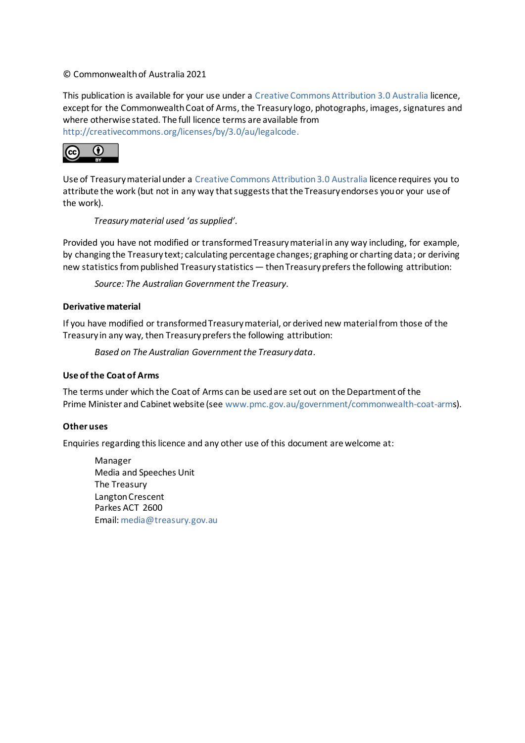© Commonwealth of Australia 2021

This publication is available for your use under a Creative Commons Attribution 3.0 Australia licence, except for the Commonwealth Coat of Arms, the Treasury logo, photographs, images, signatures and where otherwise stated. The full licence terms are available from http://creativecommons.org/licenses/by/3.0/au/legalcode.

Use of Treasury material under a Creative Commons Attribution 3.0 Australia licence requires you to attribute the work (but not in any way that suggests that the Treasury endorses you or your use of the work).

*Treasury material used 'as supplied'.*

Provided you have not modified or transformed Treasury material in any way including, for example, by changing the Treasury text; calculating percentage changes; graphing or charting data; or deriving new statistics from published Treasury statistics — then Treasury prefers the following attribution:

*Source: The Australian Government the Treasury*.

**Derivative material**

If you have modified or transformed Treasury material, or derived new material from those of the Treasury in any way, then Treasury prefers the following attribution:

*Based on The Australian Government the Treasury data*.

**Use of the Coat of Arms**

The terms under which the Coat of Arms can be used are set out on the Department of the Prime Minister and Cabinet website (see www.pmc.gov.au/government/commonwealth-coat-arms).

**Other uses**

Enquiries regarding this licence and any other use of this document are welcome at:

Manager
Media and Speeches Unit
The Treasury
Langton Crescent
Parkes ACT 2600
Email: media@treasury.gov.au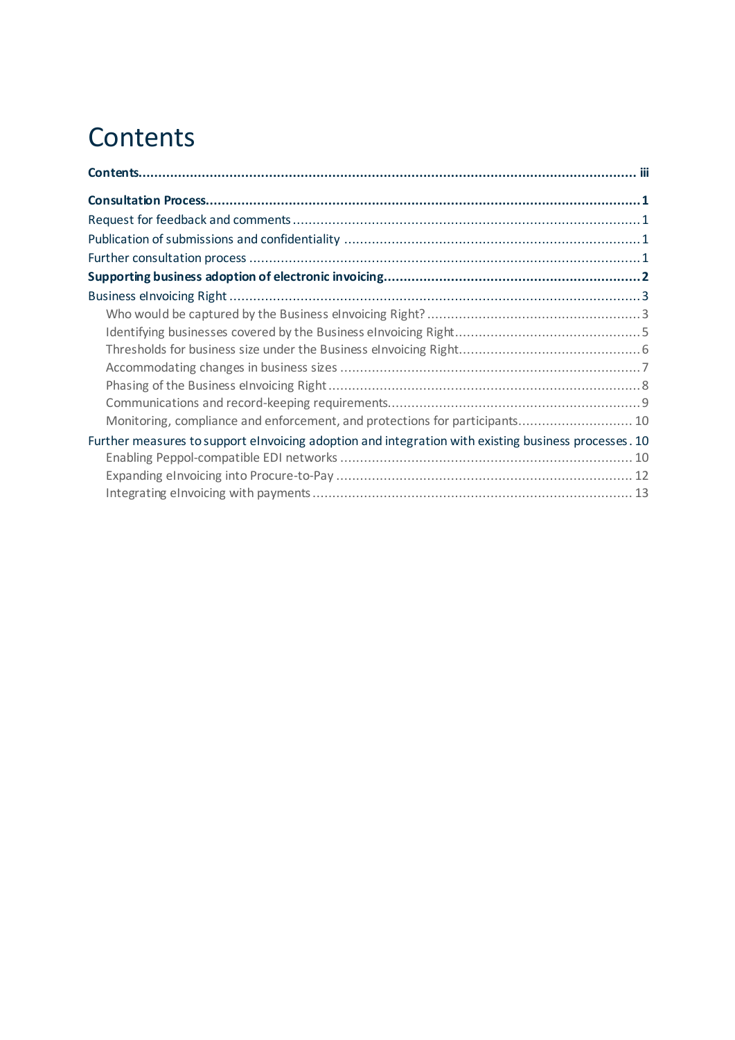# Contents

**Contents** ..... iii

**Consultation Process** ..... 1

Request for feedback and comments ..... 1

Publication of submissions and confidentiality ..... 1

Further consultation process ..... 1

**Supporting business adoption of electronic invoicing** ..... 2

Business eInvoicing Right ..... 3

- Who would be captured by the Business eInvoicing Right? ..... 3
- Identifying businesses covered by the Business eInvoicing Right ..... 5
- Thresholds for business size under the Business eInvoicing Right ..... 6
- Accommodating changes in business sizes ..... 7
- Phasing of the Business eInvoicing Right ..... 8
- Communications and record-keeping requirements ..... 9
- Monitoring, compliance and enforcement, and protections for participants ..... 10

Further measures to support eInvoicing adoption and integration with existing business processes ..... 10

- Enabling Peppol-compatible EDI networks ..... 10
- Expanding eInvoicing into Procure-to-Pay ..... 12
- Integrating eInvoicing with payments ..... 13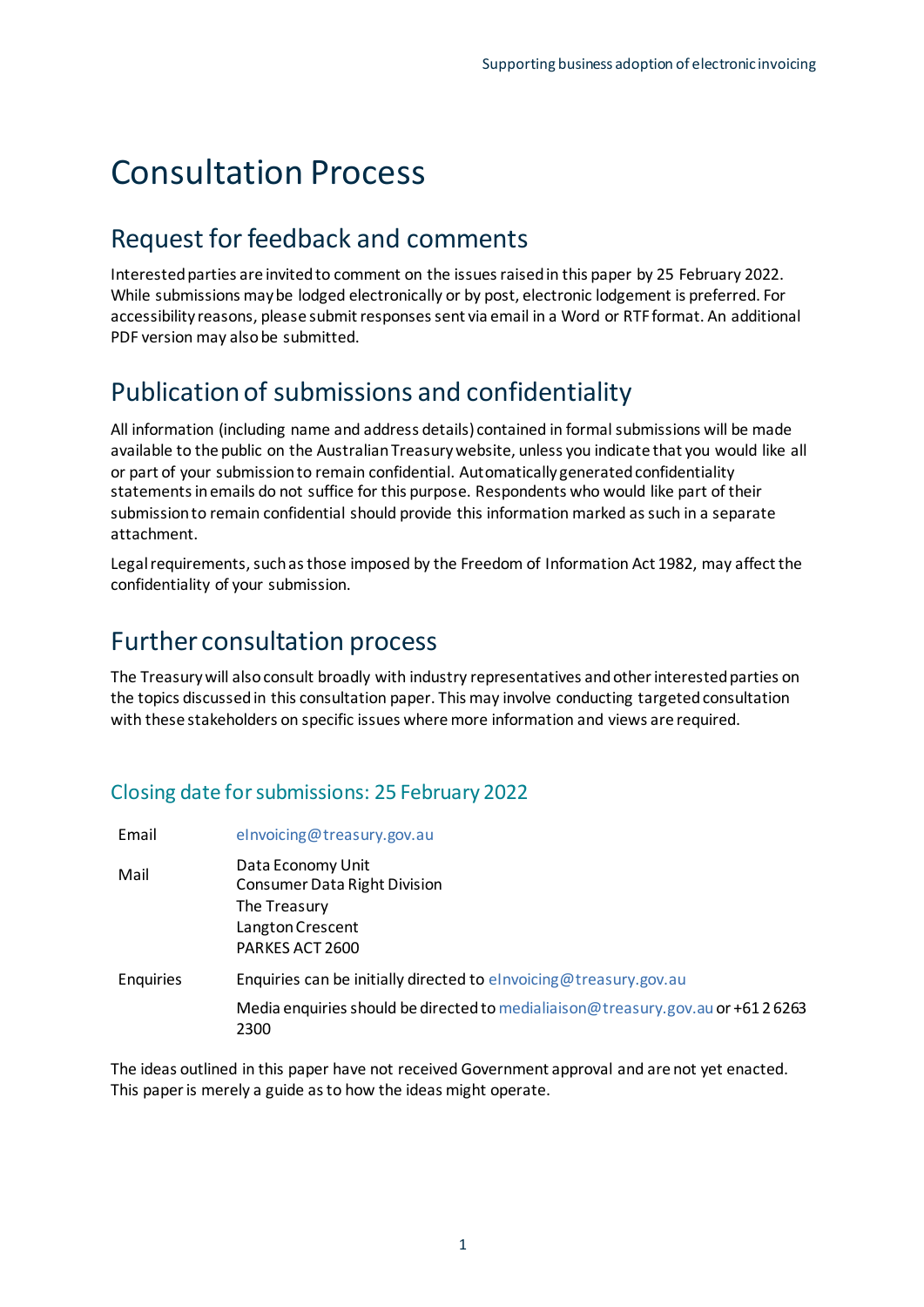# Consultation Process

## Request for feedback and comments

Interested parties are invited to comment on the issues raised in this paper by 25 February 2022. While submissions may be lodged electronically or by post, electronic lodgement is preferred. For accessibility reasons, please submit responses sent via email in a Word or RTF format. An additional PDF version may also be submitted.

## Publication of submissions and confidentiality

All information (including name and address details) contained in formal submissions will be made available to the public on the Australian Treasury website, unless you indicate that you would like all or part of your submission to remain confidential. Automatically generated confidentiality statements in emails do not suffice for this purpose. Respondents who would like part of their submission to remain confidential should provide this information marked as such in a separate attachment.

Legal requirements, such as those imposed by the Freedom of Information Act 1982, may affect the confidentiality of your submission.

## Further consultation process

The Treasury will also consult broadly with industry representatives and other interested parties on the topics discussed in this consultation paper. This may involve conducting targeted consultation with these stakeholders on specific issues where more information and views are required.

### Closing date for submissions: 25 February 2022

| | |
|---|---|
| Email | eInvoicing@treasury.gov.au |
| Mail | Data Economy Unit<br>Consumer Data Right Division<br>The Treasury<br>Langton Crescent<br>PARKES ACT 2600 |
| Enquiries | Enquiries can be initially directed to eInvoicing@treasury.gov.au<br><br>Media enquiries should be directed to medialiaison@treasury.gov.au or +61 2 6263 2300 |

The ideas outlined in this paper have not received Government approval and are not yet enacted. This paper is merely a guide as to how the ideas might operate.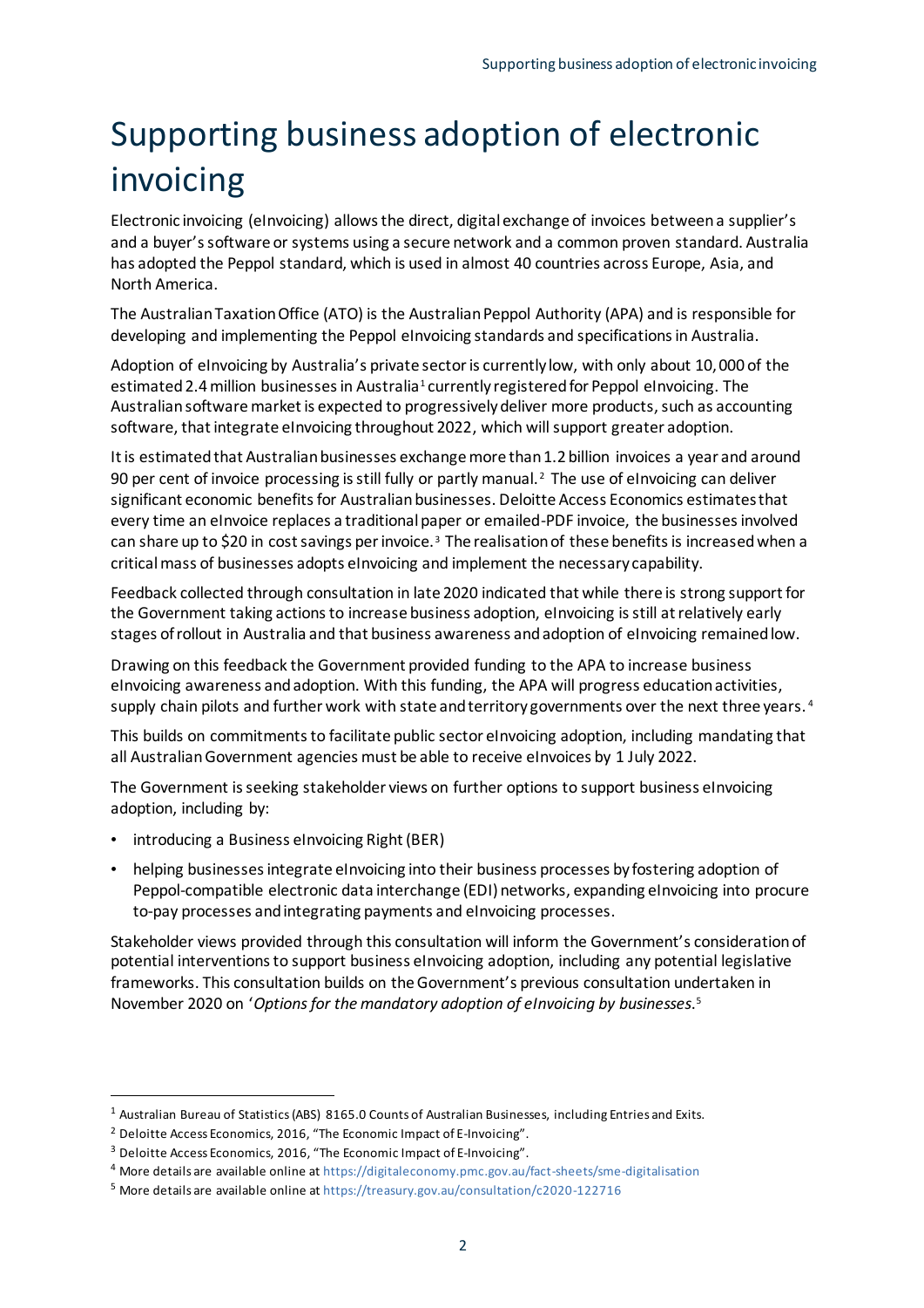# Supporting business adoption of electronic invoicing

Electronic invoicing (eInvoicing) allows the direct, digital exchange of invoices between a supplier's and a buyer's software or systems using a secure network and a common proven standard. Australia has adopted the Peppol standard, which is used in almost 40 countries across Europe, Asia, and North America.

The Australian Taxation Office (ATO) is the Australian Peppol Authority (APA) and is responsible for developing and implementing the Peppol eInvoicing standards and specifications in Australia.

Adoption of eInvoicing by Australia's private sector is currently low, with only about 10,000 of the estimated 2.4 million businesses in Australia[1] currently registered for Peppol eInvoicing. The Australian software market is expected to progressively deliver more products, such as accounting software, that integrate eInvoicing throughout 2022, which will support greater adoption.

It is estimated that Australian businesses exchange more than 1.2 billion invoices a year and around 90 per cent of invoice processing is still fully or partly manual.[2] The use of eInvoicing can deliver significant economic benefits for Australian businesses. Deloitte Access Economics estimates that every time an eInvoice replaces a traditional paper or emailed-PDF invoice, the businesses involved can share up to $20 in cost savings per invoice.[3] The realisation of these benefits is increased when a critical mass of businesses adopts eInvoicing and implement the necessary capability.

Feedback collected through consultation in late 2020 indicated that while there is strong support for the Government taking actions to increase business adoption, eInvoicing is still at relatively early stages of rollout in Australia and that business awareness and adoption of eInvoicing remained low.

Drawing on this feedback the Government provided funding to the APA to increase business eInvoicing awareness and adoption. With this funding, the APA will progress education activities, supply chain pilots and further work with state and territory governments over the next three years.[4]

This builds on commitments to facilitate public sector eInvoicing adoption, including mandating that all Australian Government agencies must be able to receive eInvoices by 1 July 2022.

The Government is seeking stakeholder views on further options to support business eInvoicing adoption, including by:

- introducing a Business eInvoicing Right (BER)
- helping businesses integrate eInvoicing into their business processes by fostering adoption of Peppol-compatible electronic data interchange (EDI) networks, expanding eInvoicing into procure to-pay processes and integrating payments and eInvoicing processes.

Stakeholder views provided through this consultation will inform the Government's consideration of potential interventions to support business eInvoicing adoption, including any potential legislative frameworks. This consultation builds on the Government's previous consultation undertaken in November 2020 on '*Options for the mandatory adoption of eInvoicing by businesses*.[5]

---

[1] Australian Bureau of Statistics (ABS) 8165.0 Counts of Australian Businesses, including Entries and Exits.

[2] Deloitte Access Economics, 2016, "The Economic Impact of E-Invoicing".

[3] Deloitte Access Economics, 2016, "The Economic Impact of E-Invoicing".

[4] More details are available online at https://digitaleconomy.pmc.gov.au/fact-sheets/sme-digitalisation

[5] More details are available online at https://treasury.gov.au/consultation/c2020-122716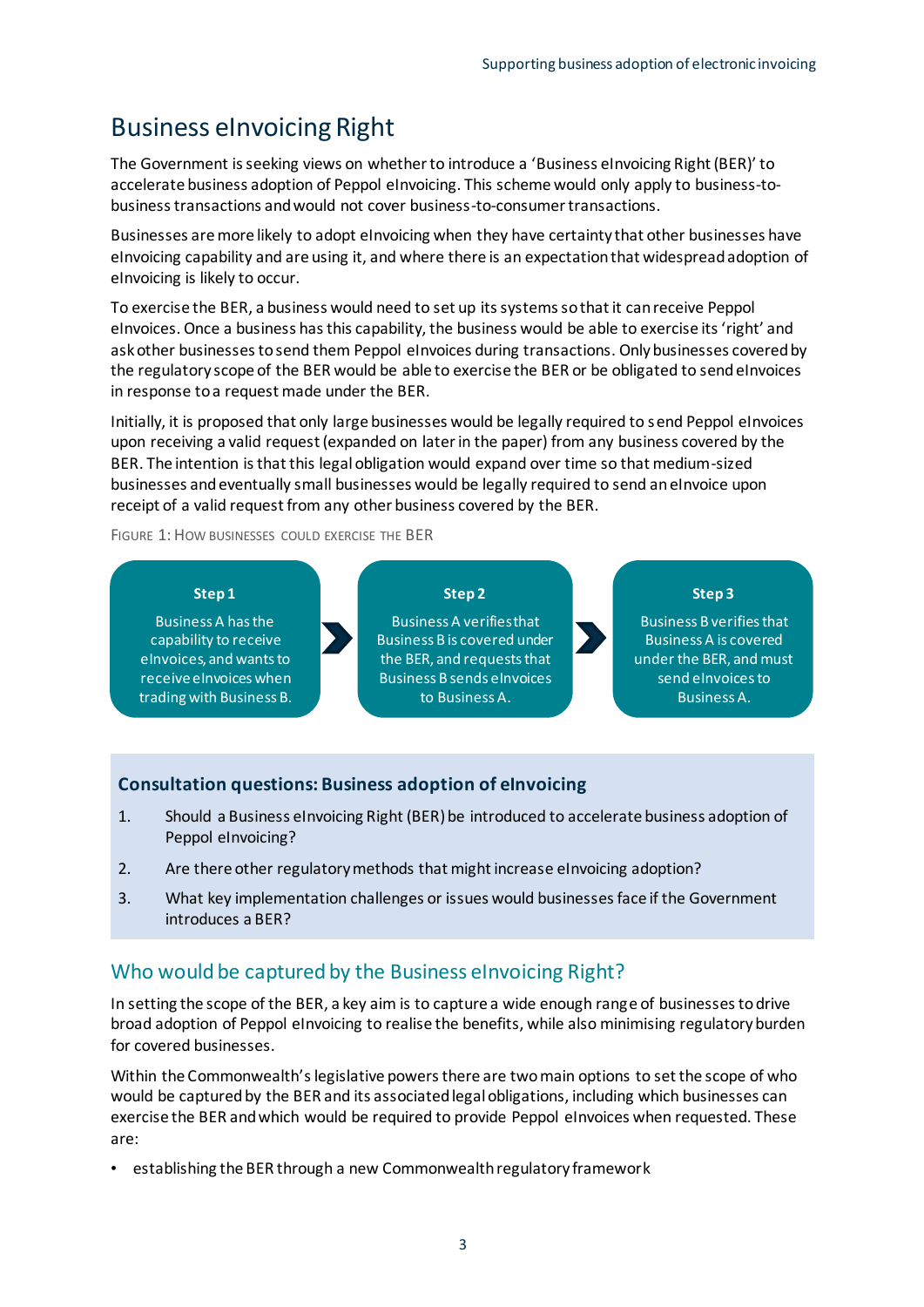## Business eInvoicing Right

The Government is seeking views on whether to introduce a 'Business eInvoicing Right (BER)' to accelerate business adoption of Peppol eInvoicing. This scheme would only apply to business-to-business transactions and would not cover business-to-consumer transactions.

Businesses are more likely to adopt eInvoicing when they have certainty that other businesses have eInvoicing capability and are using it, and where there is an expectation that widespread adoption of eInvoicing is likely to occur.

To exercise the BER, a business would need to set up its systems so that it can receive Peppol eInvoices. Once a business has this capability, the business would be able to exercise its 'right' and ask other businesses to send them Peppol eInvoices during transactions. Only businesses covered by the regulatory scope of the BER would be able to exercise the BER or be obligated to send eInvoices in response to a request made under the BER.

Initially, it is proposed that only large businesses would be legally required to send Peppol eInvoices upon receiving a valid request (expanded on later in the paper) from any business covered by the BER. The intention is that this legal obligation would expand over time so that medium-sized businesses and eventually small businesses would be legally required to send an eInvoice upon receipt of a valid request from any other business covered by the BER.

FIGURE 1: HOW BUSINESSES COULD EXERCISE THE BER

**Step 1**
Business A has the capability to receive eInvoices, and wants to receive eInvoices when trading with Business B.

**Step 2**
Business A verifies that Business B is covered under the BER, and requests that Business B sends eInvoices to Business A.

**Step 3**
Business B verifies that Business A is covered under the BER, and must send eInvoices to Business A.

### Consultation questions: Business adoption of eInvoicing

1. Should a Business eInvoicing Right (BER) be introduced to accelerate business adoption of Peppol eInvoicing?
2. Are there other regulatory methods that might increase eInvoicing adoption?
3. What key implementation challenges or issues would businesses face if the Government introduces a BER?

### Who would be captured by the Business eInvoicing Right?

In setting the scope of the BER, a key aim is to capture a wide enough range of businesses to drive broad adoption of Peppol eInvoicing to realise the benefits, while also minimising regulatory burden for covered businesses.

Within the Commonwealth's legislative powers there are two main options to set the scope of who would be captured by the BER and its associated legal obligations, including which businesses can exercise the BER and which would be required to provide Peppol eInvoices when requested. These are:

- establishing the BER through a new Commonwealth regulatory framework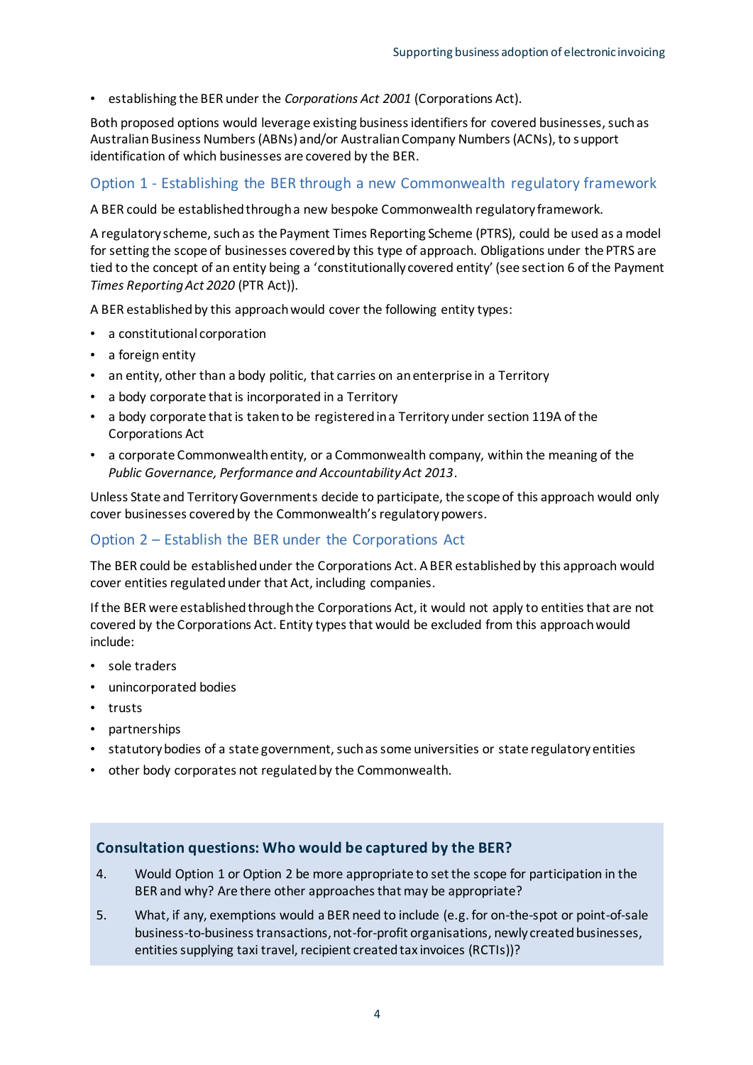- establishing the BER under the *Corporations Act 2001* (Corporations Act).

Both proposed options would leverage existing business identifiers for covered businesses, such as Australian Business Numbers (ABNs) and/or Australian Company Numbers (ACNs), to support identification of which businesses are covered by the BER.

### Option 1 - Establishing the BER through a new Commonwealth regulatory framework

A BER could be established through a new bespoke Commonwealth regulatory framework.

A regulatory scheme, such as the Payment Times Reporting Scheme (PTRS), could be used as a model for setting the scope of businesses covered by this type of approach. Obligations under the PTRS are tied to the concept of an entity being a 'constitutionally covered entity' (see section 6 of the Payment *Times Reporting Act 2020* (PTR Act)).

A BER established by this approach would cover the following entity types:

- a constitutional corporation
- a foreign entity
- an entity, other than a body politic, that carries on an enterprise in a Territory
- a body corporate that is incorporated in a Territory
- a body corporate that is taken to be registered in a Territory under section 119A of the Corporations Act
- a corporate Commonwealth entity, or a Commonwealth company, within the meaning of the *Public Governance, Performance and Accountability Act 2013*.

Unless State and Territory Governments decide to participate, the scope of this approach would only cover businesses covered by the Commonwealth's regulatory powers.

### Option 2 – Establish the BER under the Corporations Act

The BER could be established under the Corporations Act. A BER established by this approach would cover entities regulated under that Act, including companies.

If the BER were established through the Corporations Act, it would not apply to entities that are not covered by the Corporations Act. Entity types that would be excluded from this approach would include:

- sole traders
- unincorporated bodies
- trusts
- partnerships
- statutory bodies of a state government, such as some universities or state regulatory entities
- other body corporates not regulated by the Commonwealth.

#### Consultation questions: Who would be captured by the BER?

4. Would Option 1 or Option 2 be more appropriate to set the scope for participation in the BER and why? Are there other approaches that may be appropriate?
5. What, if any, exemptions would a BER need to include (e.g. for on-the-spot or point-of-sale business-to-business transactions, not-for-profit organisations, newly created businesses, entities supplying taxi travel, recipient created tax invoices (RCTIs))?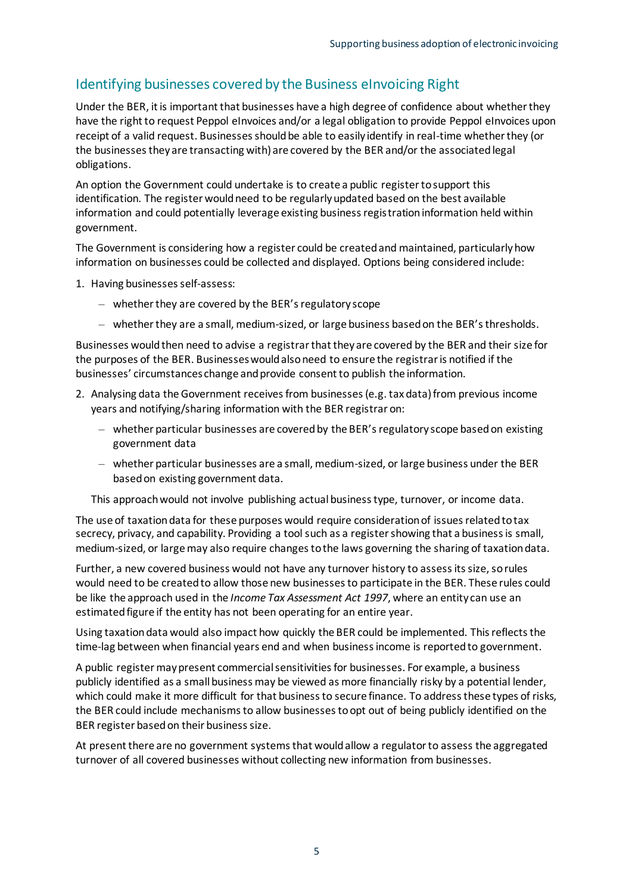## Identifying businesses covered by the Business eInvoicing Right

Under the BER, it is important that businesses have a high degree of confidence about whether they have the right to request Peppol eInvoices and/or a legal obligation to provide Peppol eInvoices upon receipt of a valid request. Businesses should be able to easily identify in real-time whether they (or the businesses they are transacting with) are covered by the BER and/or the associated legal obligations.

An option the Government could undertake is to create a public register to support this identification. The register would need to be regularly updated based on the best available information and could potentially leverage existing business registration information held within government.

The Government is considering how a register could be created and maintained, particularly how information on businesses could be collected and displayed. Options being considered include:

1. Having businesses self-assess:
   - whether they are covered by the BER's regulatory scope
   - whether they are a small, medium-sized, or large business based on the BER's thresholds.

Businesses would then need to advise a registrar that they are covered by the BER and their size for the purposes of the BER. Businesses would also need to ensure the registrar is notified if the businesses' circumstances change and provide consent to publish the information.

2. Analysing data the Government receives from businesses (e.g. tax data) from previous income years and notifying/sharing information with the BER registrar on:
   - whether particular businesses are covered by the BER's regulatory scope based on existing government data
   - whether particular businesses are a small, medium-sized, or large business under the BER based on existing government data.

   This approach would not involve publishing actual business type, turnover, or income data.

The use of taxation data for these purposes would require consideration of issues related to tax secrecy, privacy, and capability. Providing a tool such as a register showing that a business is small, medium-sized, or large may also require changes to the laws governing the sharing of taxation data.

Further, a new covered business would not have any turnover history to assess its size, so rules would need to be created to allow those new businesses to participate in the BER. These rules could be like the approach used in the *Income Tax Assessment Act 1997*, where an entity can use an estimated figure if the entity has not been operating for an entire year.

Using taxation data would also impact how quickly the BER could be implemented. This reflects the time-lag between when financial years end and when business income is reported to government.

A public register may present commercial sensitivities for businesses. For example, a business publicly identified as a small business may be viewed as more financially risky by a potential lender, which could make it more difficult for that business to secure finance. To address these types of risks, the BER could include mechanisms to allow businesses to opt out of being publicly identified on the BER register based on their business size.

At present there are no government systems that would allow a regulator to assess the aggregated turnover of all covered businesses without collecting new information from businesses.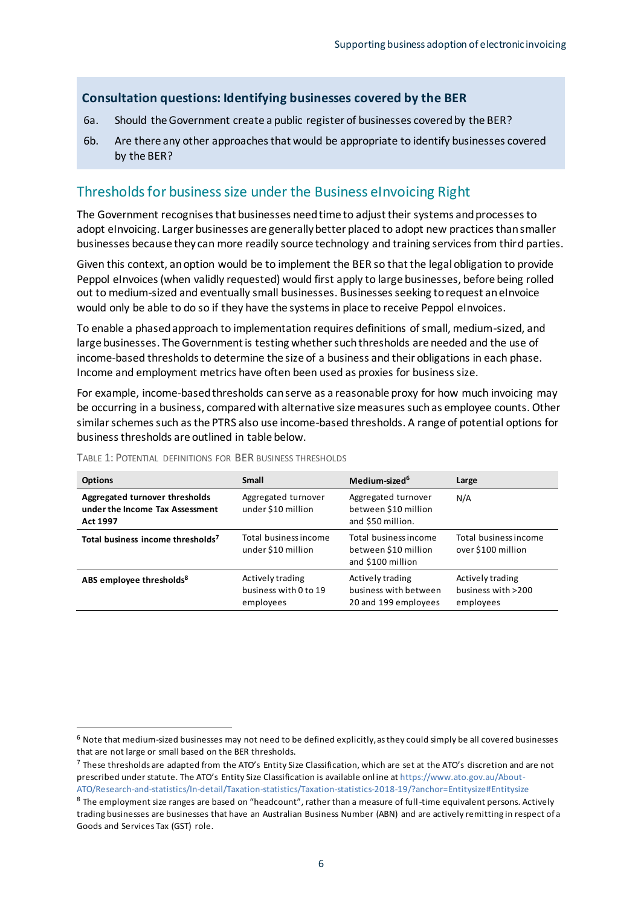### Consultation questions: Identifying businesses covered by the BER

6a. Should the Government create a public register of businesses covered by the BER?

6b. Are there any other approaches that would be appropriate to identify businesses covered by the BER?

## Thresholds for business size under the Business eInvoicing Right

The Government recognises that businesses need time to adjust their systems and processes to adopt eInvoicing. Larger businesses are generally better placed to adopt new practices than smaller businesses because they can more readily source technology and training services from third parties.

Given this context, an option would be to implement the BER so that the legal obligation to provide Peppol eInvoices (when validly requested) would first apply to large businesses, before being rolled out to medium-sized and eventually small businesses. Businesses seeking to request an eInvoice would only be able to do so if they have the systems in place to receive Peppol eInvoices.

To enable a phased approach to implementation requires definitions of small, medium-sized, and large businesses. The Government is testing whether such thresholds are needed and the use of income-based thresholds to determine the size of a business and their obligations in each phase. Income and employment metrics have often been used as proxies for business size.

For example, income-based thresholds can serve as a reasonable proxy for how much invoicing may be occurring in a business, compared with alternative size measures such as employee counts. Other similar schemes such as the PTRS also use income-based thresholds. A range of potential options for business thresholds are outlined in table below.

TABLE 1: POTENTIAL DEFINITIONS FOR BER BUSINESS THRESHOLDS

| Options | Small | Medium-sized[6] | Large |
|---|---|---|---|
| **Aggregated turnover thresholds under the Income Tax Assessment Act 1997** | Aggregated turnover under $10 million | Aggregated turnover between $10 million and $50 million. | N/A |
| **Total business income thresholds[7]** | Total business income under $10 million | Total business income between $10 million and $100 million | Total business income over $100 million |
| **ABS employee thresholds[8]** | Actively trading business with 0 to 19 employees | Actively trading business with between 20 and 199 employees | Actively trading business with >200 employees |

---

[6] Note that medium-sized businesses may not need to be defined explicitly, as they could simply be all covered businesses that are not large or small based on the BER thresholds.

[7] These thresholds are adapted from the ATO's Entity Size Classification, which are set at the ATO's discretion and are not prescribed under statute. The ATO's Entity Size Classification is available online at https://www.ato.gov.au/About-ATO/Research-and-statistics/In-detail/Taxation-statistics/Taxation-statistics-2018-19/?anchor=Entitysize#Entitysize

[8] The employment size ranges are based on "headcount", rather than a measure of full-time equivalent persons. Actively trading businesses are businesses that have an Australian Business Number (ABN) and are actively remitting in respect of a Goods and Services Tax (GST) role.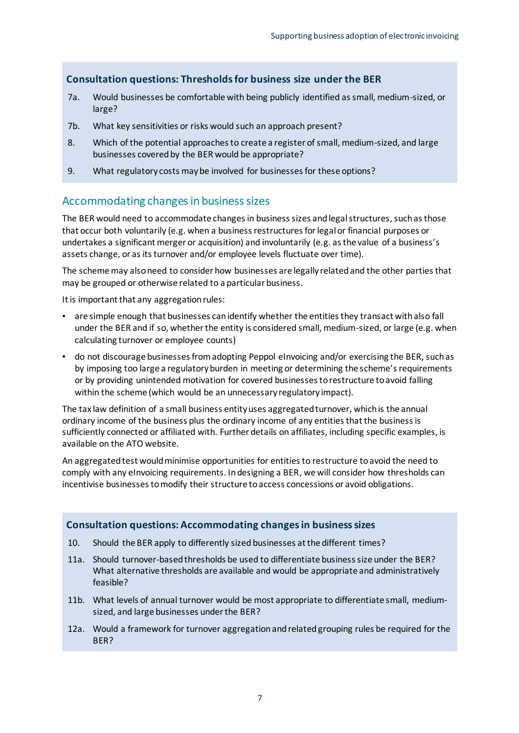### Consultation questions: Thresholds for business size under the BER

7a. Would businesses be comfortable with being publicly identified as small, medium-sized, or large?

7b. What key sensitivities or risks would such an approach present?

8. Which of the potential approaches to create a register of small, medium-sized, and large businesses covered by the BER would be appropriate?

9. What regulatory costs may be involved for businesses for these options?

## Accommodating changes in business sizes

The BER would need to accommodate changes in business sizes and legal structures, such as those that occur both voluntarily (e.g. when a business restructures for legal or financial purposes or undertakes a significant merger or acquisition) and involuntarily (e.g. as the value of a business's assets change, or as its turnover and/or employee levels fluctuate over time).

The scheme may also need to consider how businesses are legally related and the other parties that may be grouped or otherwise related to a particular business.

It is important that any aggregation rules:

- are simple enough that businesses can identify whether the entities they transact with also fall under the BER and if so, whether the entity is considered small, medium-sized, or large (e.g. when calculating turnover or employee counts)
- do not discourage businesses from adopting Peppol eInvoicing and/or exercising the BER, such as by imposing too large a regulatory burden in meeting or determining the scheme's requirements or by providing unintended motivation for covered businesses to restructure to avoid falling within the scheme (which would be an unnecessary regulatory impact).

The tax law definition of a small business entity uses aggregated turnover, which is the annual ordinary income of the business plus the ordinary income of any entities that the business is sufficiently connected or affiliated with. Further details on affiliates, including specific examples, is available on the ATO website.

An aggregated test would minimise opportunities for entities to restructure to avoid the need to comply with any eInvoicing requirements. In designing a BER, we will consider how thresholds can incentivise businesses to modify their structure to access concessions or avoid obligations.

### Consultation questions: Accommodating changes in business sizes

10. Should the BER apply to differently sized businesses at the different times?

11a. Should turnover-based thresholds be used to differentiate business size under the BER? What alternative thresholds are available and would be appropriate and administratively feasible?

11b. What levels of annual turnover would be most appropriate to differentiate small, medium-sized, and large businesses under the BER?

12a. Would a framework for turnover aggregation and related grouping rules be required for the BER?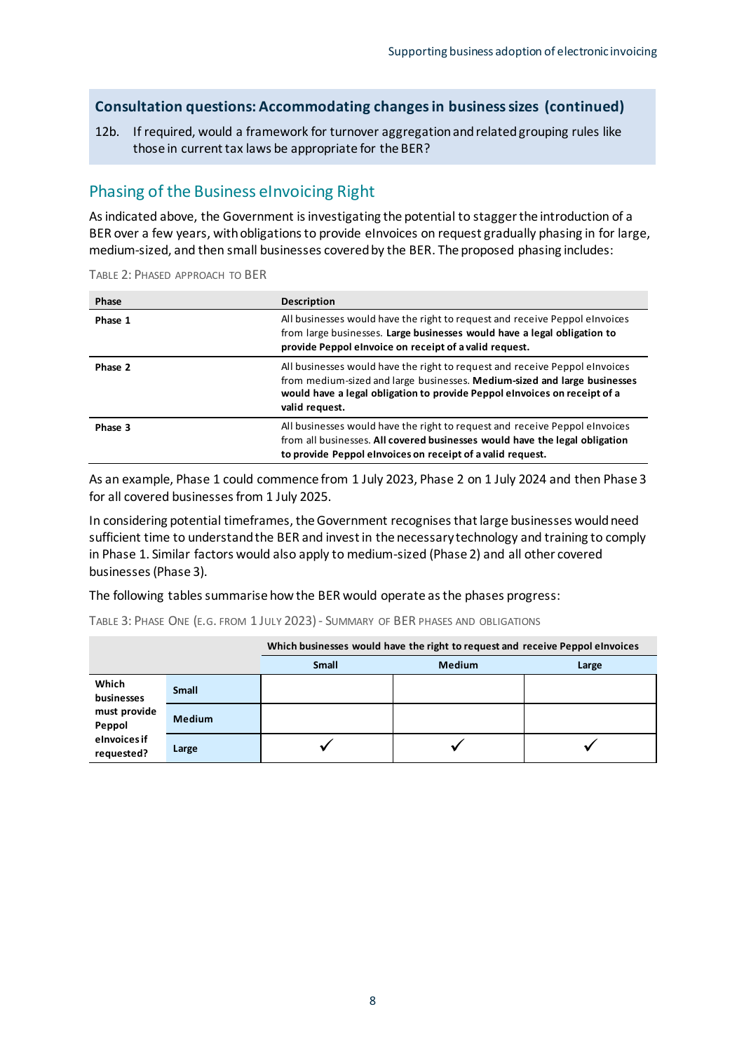### Consultation questions: Accommodating changes in business sizes (continued)

12b. If required, would a framework for turnover aggregation and related grouping rules like those in current tax laws be appropriate for the BER?

## Phasing of the Business eInvoicing Right

As indicated above, the Government is investigating the potential to stagger the introduction of a BER over a few years, with obligations to provide eInvoices on request gradually phasing in for large, medium-sized, and then small businesses covered by the BER. The proposed phasing includes:

TABLE 2: PHASED APPROACH TO BER

| Phase | Description |
|---|---|
| **Phase 1** | All businesses would have the right to request and receive Peppol eInvoices from large businesses. **Large businesses would have a legal obligation to provide Peppol eInvoice on receipt of a valid request.** |
| **Phase 2** | All businesses would have the right to request and receive Peppol eInvoices from medium-sized and large businesses. **Medium-sized and large businesses would have a legal obligation to provide Peppol eInvoices on receipt of a valid request.** |
| **Phase 3** | All businesses would have the right to request and receive Peppol eInvoices from all businesses. **All covered businesses would have the legal obligation to provide Peppol eInvoices on receipt of a valid request.** |

As an example, Phase 1 could commence from 1 July 2023, Phase 2 on 1 July 2024 and then Phase 3 for all covered businesses from 1 July 2025.

In considering potential timeframes, the Government recognises that large businesses would need sufficient time to understand the BER and invest in the necessary technology and training to comply in Phase 1. Similar factors would also apply to medium-sized (Phase 2) and all other covered businesses (Phase 3).

The following tables summarise how the BER would operate as the phases progress:

TABLE 3: PHASE ONE (E.G. FROM 1 JULY 2023) - SUMMARY OF BER PHASES AND OBLIGATIONS

| | | Which businesses would have the right to request and receive Peppol eInvoices | | |
|---|---|---|---|---|
| | | **Small** | **Medium** | **Large** |
| **Which businesses must provide Peppol eInvoices if requested?** | **Small** | | | |
| | **Medium** | | | |
| | **Large** | ✓ | ✓ | ✓ |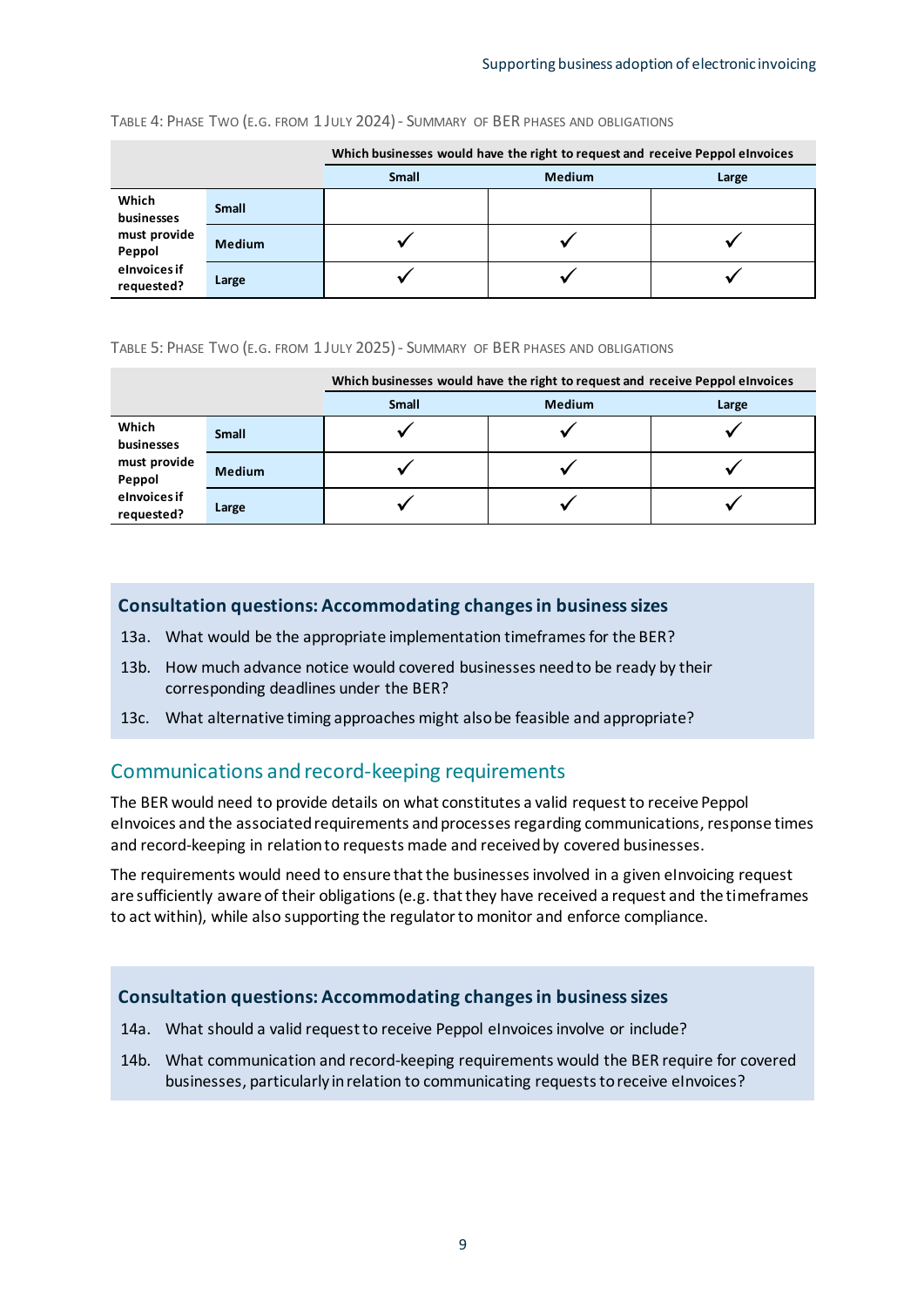TABLE 4: PHASE TWO (E.G. FROM 1 JULY 2024) - SUMMARY OF BER PHASES AND OBLIGATIONS

| | | Which businesses would have the right to request and receive Peppol eInvoices | | |
|---|---|---|---|---|
| | | Small | Medium | Large |
| Which businesses must provide Peppol eInvoices if requested? | Small | | | |
| | Medium | ✓ | ✓ | ✓ |
| | Large | ✓ | ✓ | ✓ |

TABLE 5: PHASE TWO (E.G. FROM 1 JULY 2025) - SUMMARY OF BER PHASES AND OBLIGATIONS

| | | Which businesses would have the right to request and receive Peppol eInvoices | | |
|---|---|---|---|---|
| | | Small | Medium | Large |
| Which businesses must provide Peppol eInvoices if requested? | Small | ✓ | ✓ | ✓ |
| | Medium | ✓ | ✓ | ✓ |
| | Large | ✓ | ✓ | ✓ |

### Consultation questions: Accommodating changes in business sizes

13a. What would be the appropriate implementation timeframes for the BER?

13b. How much advance notice would covered businesses need to be ready by their corresponding deadlines under the BER?

13c. What alternative timing approaches might also be feasible and appropriate?

## Communications and record-keeping requirements

The BER would need to provide details on what constitutes a valid request to receive Peppol eInvoices and the associated requirements and processes regarding communications, response times and record-keeping in relation to requests made and received by covered businesses.

The requirements would need to ensure that the businesses involved in a given eInvoicing request are sufficiently aware of their obligations (e.g. that they have received a request and the timeframes to act within), while also supporting the regulator to monitor and enforce compliance.

### Consultation questions: Accommodating changes in business sizes

14a. What should a valid request to receive Peppol eInvoices involve or include?

14b. What communication and record-keeping requirements would the BER require for covered businesses, particularly in relation to communicating requests to receive eInvoices?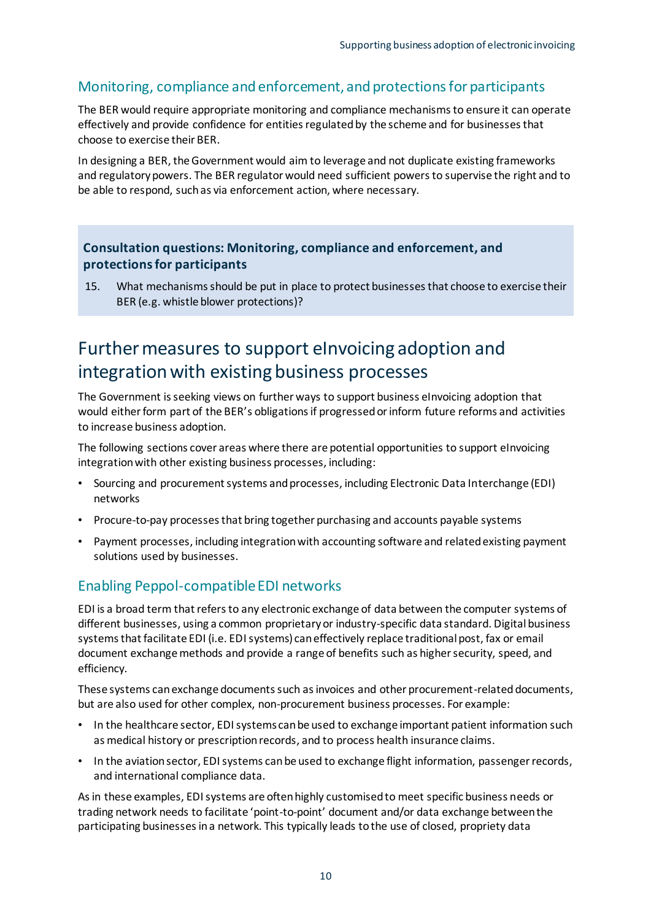## Monitoring, compliance and enforcement, and protections for participants

The BER would require appropriate monitoring and compliance mechanisms to ensure it can operate effectively and provide confidence for entities regulated by the scheme and for businesses that choose to exercise their BER.

In designing a BER, the Government would aim to leverage and not duplicate existing frameworks and regulatory powers. The BER regulator would need sufficient powers to supervise the right and to be able to respond, such as via enforcement action, where necessary.

> **Consultation questions: Monitoring, compliance and enforcement, and protections for participants**
>
> 15. What mechanisms should be put in place to protect businesses that choose to exercise their BER (e.g. whistle blower protections)?

# Further measures to support eInvoicing adoption and integration with existing business processes

The Government is seeking views on further ways to support business eInvoicing adoption that would either form part of the BER's obligations if progressed or inform future reforms and activities to increase business adoption.

The following sections cover areas where there are potential opportunities to support eInvoicing integration with other existing business processes, including:

- Sourcing and procurement systems and processes, including Electronic Data Interchange (EDI) networks
- Procure-to-pay processes that bring together purchasing and accounts payable systems
- Payment processes, including integration with accounting software and related existing payment solutions used by businesses.

## Enabling Peppol-compatible EDI networks

EDI is a broad term that refers to any electronic exchange of data between the computer systems of different businesses, using a common proprietary or industry-specific data standard. Digital business systems that facilitate EDI (i.e. EDI systems) can effectively replace traditional post, fax or email document exchange methods and provide a range of benefits such as higher security, speed, and efficiency.

These systems can exchange documents such as invoices and other procurement-related documents, but are also used for other complex, non-procurement business processes. For example:

- In the healthcare sector, EDI systems can be used to exchange important patient information such as medical history or prescription records, and to process health insurance claims.
- In the aviation sector, EDI systems can be used to exchange flight information, passenger records, and international compliance data.

As in these examples, EDI systems are often highly customised to meet specific business needs or trading network needs to facilitate 'point-to-point' document and/or data exchange between the participating businesses in a network. This typically leads to the use of closed, propriety data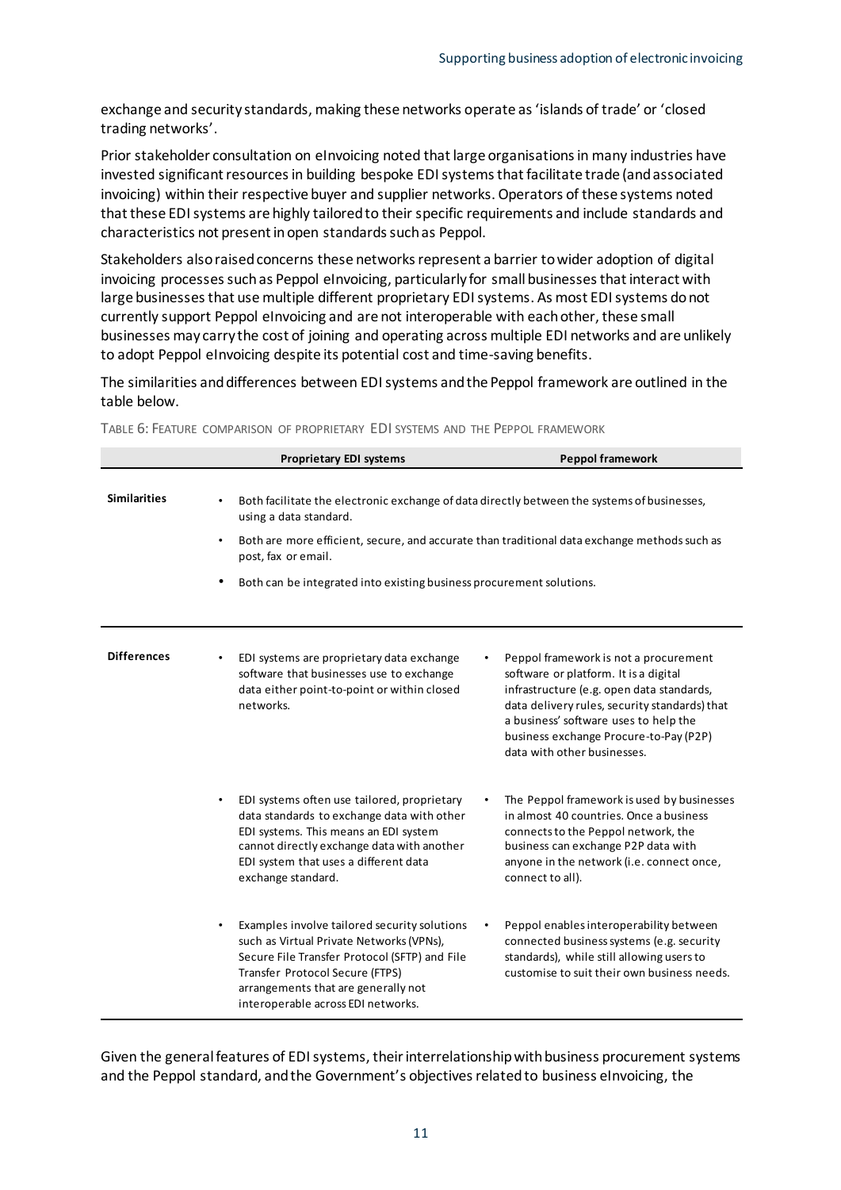exchange and security standards, making these networks operate as 'islands of trade' or 'closed trading networks'.

Prior stakeholder consultation on eInvoicing noted that large organisations in many industries have invested significant resources in building bespoke EDI systems that facilitate trade (and associated invoicing) within their respective buyer and supplier networks. Operators of these systems noted that these EDI systems are highly tailored to their specific requirements and include standards and characteristics not present in open standards such as Peppol.

Stakeholders also raised concerns these networks represent a barrier to wider adoption of digital invoicing processes such as Peppol eInvoicing, particularly for small businesses that interact with large businesses that use multiple different proprietary EDI systems. As most EDI systems do not currently support Peppol eInvoicing and are not interoperable with each other, these small businesses may carry the cost of joining and operating across multiple EDI networks and are unlikely to adopt Peppol eInvoicing despite its potential cost and time-saving benefits.

The similarities and differences between EDI systems and the Peppol framework are outlined in the table below.

TABLE 6: FEATURE COMPARISON OF PROPRIETARY EDI SYSTEMS AND THE PEPPOL FRAMEWORK

| | Proprietary EDI systems | Peppol framework |
|---|---|---|
| **Similarities** | • Both facilitate the electronic exchange of data directly between the systems of businesses, using a data standard.<br>• Both are more efficient, secure, and accurate than traditional data exchange methods such as post, fax or email.<br>• Both can be integrated into existing business procurement solutions. | |
| **Differences** | • EDI systems are proprietary data exchange software that businesses use to exchange data either point-to-point or within closed networks. | • Peppol framework is not a procurement software or platform. It is a digital infrastructure (e.g. open data standards, data delivery rules, security standards) that a business' software uses to help the business exchange Procure-to-Pay (P2P) data with other businesses. |
| | • EDI systems often use tailored, proprietary data standards to exchange data with other EDI systems. This means an EDI system cannot directly exchange data with another EDI system that uses a different data exchange standard. | • The Peppol framework is used by businesses in almost 40 countries. Once a business connects to the Peppol network, the business can exchange P2P data with anyone in the network (i.e. connect once, connect to all). |
| | • Examples involve tailored security solutions such as Virtual Private Networks (VPNs), Secure File Transfer Protocol (SFTP) and File Transfer Protocol Secure (FTPS) arrangements that are generally not interoperable across EDI networks. | • Peppol enables interoperability between connected business systems (e.g. security standards), while still allowing users to customise to suit their own business needs. |

Given the general features of EDI systems, their interrelationship with business procurement systems and the Peppol standard, and the Government's objectives related to business eInvoicing, the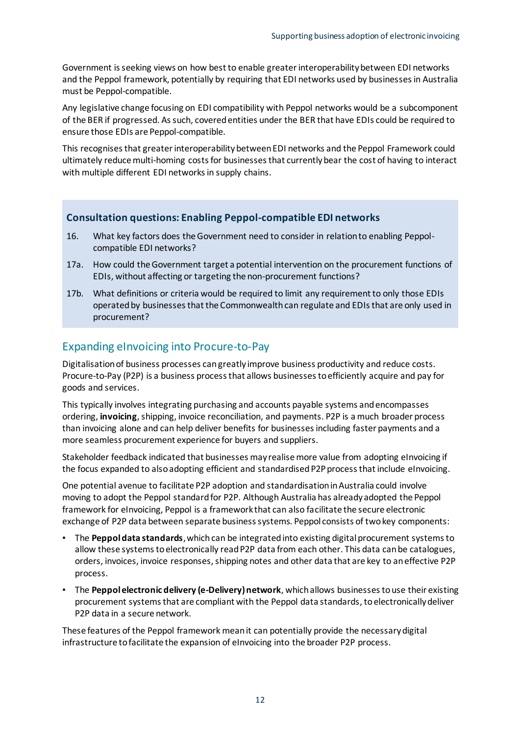Government is seeking views on how best to enable greater interoperability between EDI networks and the Peppol framework, potentially by requiring that EDI networks used by businesses in Australia must be Peppol-compatible.

Any legislative change focusing on EDI compatibility with Peppol networks would be a subcomponent of the BER if progressed. As such, covered entities under the BER that have EDIs could be required to ensure those EDIs are Peppol-compatible.

This recognises that greater interoperability between EDI networks and the Peppol Framework could ultimately reduce multi-homing costs for businesses that currently bear the cost of having to interact with multiple different EDI networks in supply chains.

### Consultation questions: Enabling Peppol-compatible EDI networks

16. What key factors does the Government need to consider in relation to enabling Peppol-compatible EDI networks?

17a. How could the Government target a potential intervention on the procurement functions of EDIs, without affecting or targeting the non-procurement functions?

17b. What definitions or criteria would be required to limit any requirement to only those EDIs operated by businesses that the Commonwealth can regulate and EDIs that are only used in procurement?

## Expanding eInvoicing into Procure-to-Pay

Digitalisation of business processes can greatly improve business productivity and reduce costs. Procure-to-Pay (P2P) is a business process that allows businesses to efficiently acquire and pay for goods and services.

This typically involves integrating purchasing and accounts payable systems and encompasses ordering, **invoicing**, shipping, invoice reconciliation, and payments. P2P is a much broader process than invoicing alone and can help deliver benefits for businesses including faster payments and a more seamless procurement experience for buyers and suppliers.

Stakeholder feedback indicated that businesses may realise more value from adopting eInvoicing if the focus expanded to also adopting efficient and standardised P2P process that include eInvoicing.

One potential avenue to facilitate P2P adoption and standardisation in Australia could involve moving to adopt the Peppol standard for P2P. Although Australia has already adopted the Peppol framework for eInvoicing, Peppol is a framework that can also facilitate the secure electronic exchange of P2P data between separate business systems. Peppol consists of two key components:

- The **Peppol data standards**, which can be integrated into existing digital procurement systems to allow these systems to electronically read P2P data from each other. This data can be catalogues, orders, invoices, invoice responses, shipping notes and other data that are key to an effective P2P process.
- The **Peppol electronic delivery (e-Delivery) network**, which allows businesses to use their existing procurement systems that are compliant with the Peppol data standards, to electronically deliver P2P data in a secure network.

These features of the Peppol framework mean it can potentially provide the necessary digital infrastructure to facilitate the expansion of eInvoicing into the broader P2P process.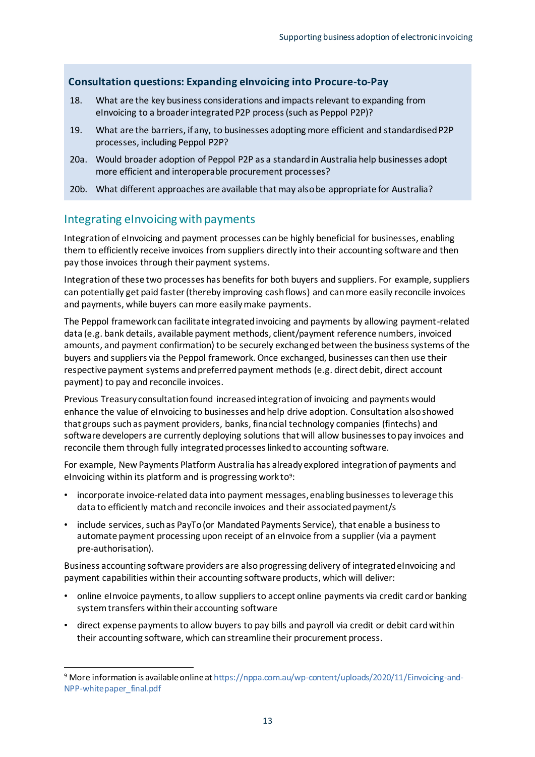### Consultation questions: Expanding eInvoicing into Procure-to-Pay

18. What are the key business considerations and impacts relevant to expanding from eInvoicing to a broader integrated P2P process (such as Peppol P2P)?
19. What are the barriers, if any, to businesses adopting more efficient and standardised P2P processes, including Peppol P2P?

20a. Would broader adoption of Peppol P2P as a standard in Australia help businesses adopt more efficient and interoperable procurement processes?

20b. What different approaches are available that may also be appropriate for Australia?

## Integrating eInvoicing with payments

Integration of eInvoicing and payment processes can be highly beneficial for businesses, enabling them to efficiently receive invoices from suppliers directly into their accounting software and then pay those invoices through their payment systems.

Integration of these two processes has benefits for both buyers and suppliers. For example, suppliers can potentially get paid faster (thereby improving cash flows) and can more easily reconcile invoices and payments, while buyers can more easily make payments.

The Peppol framework can facilitate integrated invoicing and payments by allowing payment-related data (e.g. bank details, available payment methods, client/payment reference numbers, invoiced amounts, and payment confirmation) to be securely exchanged between the business systems of the buyers and suppliers via the Peppol framework. Once exchanged, businesses can then use their respective payment systems and preferred payment methods (e.g. direct debit, direct account payment) to pay and reconcile invoices.

Previous Treasury consultation found increased integration of invoicing and payments would enhance the value of eInvoicing to businesses and help drive adoption. Consultation also showed that groups such as payment providers, banks, financial technology companies (fintechs) and software developers are currently deploying solutions that will allow businesses to pay invoices and reconcile them through fully integrated processes linked to accounting software.

For example, New Payments Platform Australia has already explored integration of payments and eInvoicing within its platform and is progressing work to[9]:

- incorporate invoice-related data into payment messages, enabling businesses to leverage this data to efficiently match and reconcile invoices and their associated payment/s
- include services, such as PayTo (or Mandated Payments Service), that enable a business to automate payment processing upon receipt of an eInvoice from a supplier (via a payment pre-authorisation).

Business accounting software providers are also progressing delivery of integrated eInvoicing and payment capabilities within their accounting software products, which will deliver:

- online eInvoice payments, to allow suppliers to accept online payments via credit card or banking system transfers within their accounting software
- direct expense payments to allow buyers to pay bills and payroll via credit or debit card within their accounting software, which can streamline their procurement process.

[9] More information is available online at https://nppa.com.au/wp-content/uploads/2020/11/Einvoicing-and-NPP-whitepaper_final.pdf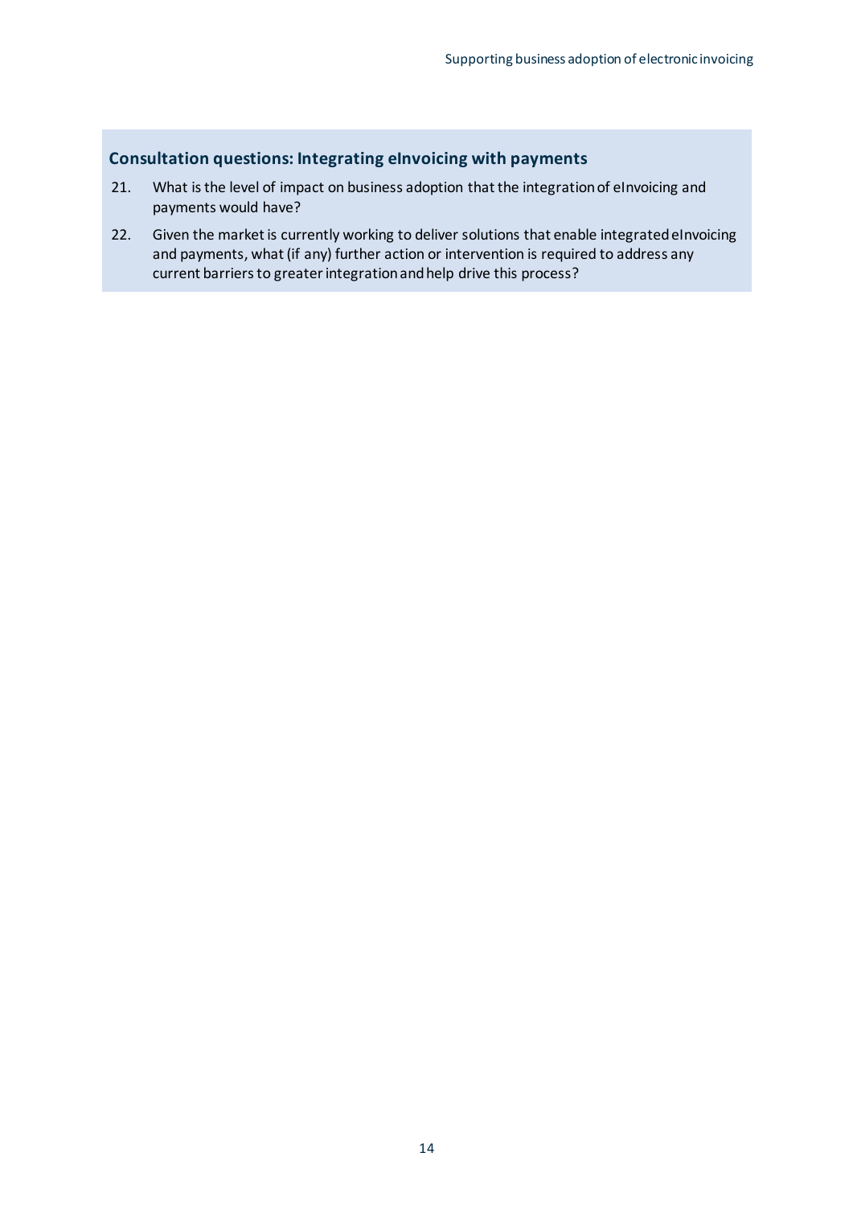### Consultation questions: Integrating eInvoicing with payments

21. What is the level of impact on business adoption that the integration of eInvoicing and payments would have?
22. Given the market is currently working to deliver solutions that enable integrated eInvoicing and payments, what (if any) further action or intervention is required to address any current barriers to greater integration and help drive this process?